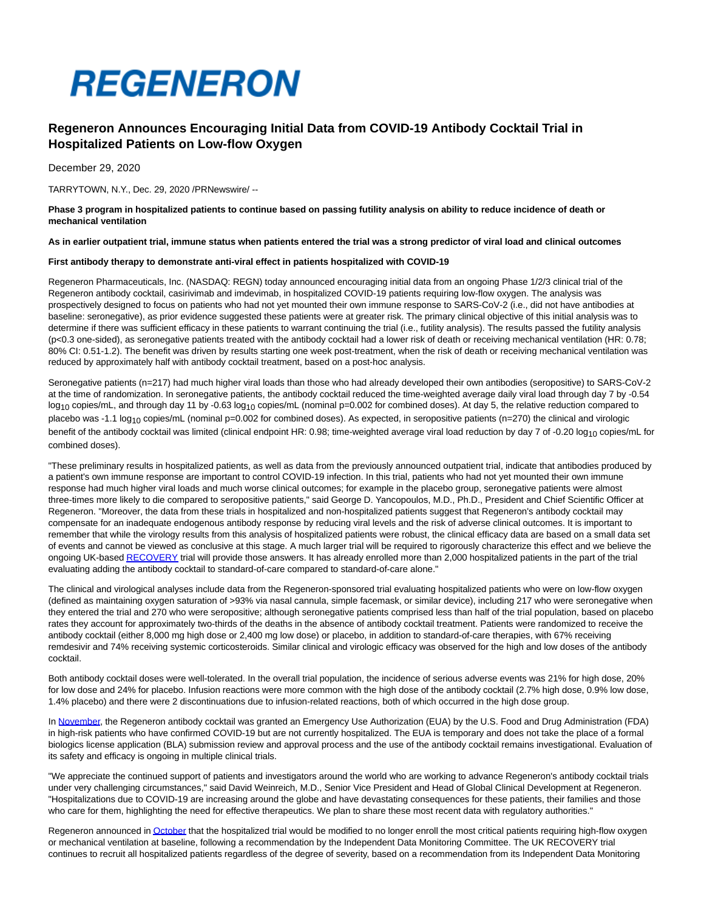# REGENERON

## Regeneron Announces Encouraging Initial Data from COVID-19 Antibody Cocktail Trial in Hospitalized Patients on Low-flow Oxygen

December 29, 2020

TARRYTOWN, N.Y., Dec. 29, 2020 /PRNewswire/ --

**Phase 3 program in hospitalized patients to continue based on passing futility analysis on ability to reduce incidence of death or mechanical ventilation**

**As in earlier outpatient trial, immune status when patients entered the trial was a strong predictor of viral load and clinical outcomes**

**First antibody therapy to demonstrate anti-viral effect in patients hospitalized with COVID-19**

Regeneron Pharmaceuticals, Inc. (NASDAQ: REGN) today announced encouraging initial data from an ongoing Phase 1/2/3 clinical trial of the Regeneron antibody cocktail, casirivimab and imdevimab, in hospitalized COVID-19 patients requiring low-flow oxygen. The analysis was prospectively designed to focus on patients who had not yet mounted their own immune response to SARS-CoV-2 (i.e., did not have antibodies at baseline: seronegative), as prior evidence suggested these patients were at greater risk. The primary clinical objective of this initial analysis was to determine if there was sufficient efficacy in these patients to warrant continuing the trial (i.e., futility analysis). The results passed the futility analysis ($p<0.3$ one-sided), as seronegative patients treated with the antibody cocktail had a lower risk of death or receiving mechanical ventilation (HR: 0.78; 80% CI: 0.51-1.2). The benefit was driven by results starting one week post-treatment, when the risk of death or receiving mechanical ventilation was reduced by approximately half with antibody cocktail treatment, based on a post-hoc analysis.

Seronegative patients (n=217) had much higher viral loads than those who had already developed their own antibodies (seropositive) to SARS-CoV-2 at the time of randomization. In seronegative patients, the antibody cocktail reduced the time-weighted average daily viral load through day 7 by -0.54 $log_{10}$ copies/mL, and through day 11 by -0.63 $log_{10}$ copies/mL (nominal p=0.002 for combined doses). At day 5, the relative reduction compared to placebo was -1.1 $log_{10}$ copies/mL (nominal p=0.002 for combined doses). As expected, in seropositive patients (n=270) the clinical and virologic benefit of the antibody cocktail was limited (clinical endpoint HR: 0.98; time-weighted average viral load reduction by day 7 of -0.20 $log_{10}$ copies/mL for combined doses).

"These preliminary results in hospitalized patients, as well as data from the previously announced outpatient trial, indicate that antibodies produced by a patient's own immune response are important to control COVID-19 infection. In this trial, patients who had not yet mounted their own immune response had much higher viral loads and much worse clinical outcomes; for example in the placebo group, seronegative patients were almost three-times more likely to die compared to seropositive patients," said George D. Yancopoulos, M.D., Ph.D., President and Chief Scientific Officer at Regeneron. "Moreover, the data from these trials in hospitalized and non-hospitalized patients suggest that Regeneron's antibody cocktail may compensate for an inadequate endogenous antibody response by reducing viral levels and the risk of adverse clinical outcomes. It is important to remember that while the virology results from this analysis of hospitalized patients were robust, the clinical efficacy data are based on a small data set of events and cannot be viewed as conclusive at this stage. A much larger trial will be required to rigorously characterize this effect and we believe the ongoing UK-based RECOVERY trial will provide those answers. It has already enrolled more than 2,000 hospitalized patients in the part of the trial evaluating adding the antibody cocktail to standard-of-care compared to standard-of-care alone."

The clinical and virological analyses include data from the Regeneron-sponsored trial evaluating hospitalized patients who were on low-flow oxygen (defined as maintaining oxygen saturation of >93% via nasal cannula, simple facemask, or similar device), including 217 who were seronegative when they entered the trial and 270 who were seropositive; although seronegative patients comprised less than half of the trial population, based on placebo rates they account for approximately two-thirds of the deaths in the absence of antibody cocktail treatment. Patients were randomized to receive the antibody cocktail (either 8,000 mg high dose or 2,400 mg low dose) or placebo, in addition to standard-of-care therapies, with 67% receiving remdesivir and 74% receiving systemic corticosteroids. Similar clinical and virologic efficacy was observed for the high and low doses of the antibody cocktail.

Both antibody cocktail doses were well-tolerated. In the overall trial population, the incidence of serious adverse events was 21% for high dose, 20% for low dose and 24% for placebo. Infusion reactions were more common with the high dose of the antibody cocktail (2.7% high dose, 0.9% low dose, 1.4% placebo) and there were 2 discontinuations due to infusion-related reactions, both of which occurred in the high dose group.

In November, the Regeneron antibody cocktail was granted an Emergency Use Authorization (EUA) by the U.S. Food and Drug Administration (FDA) in high-risk patients who have confirmed COVID-19 but are not currently hospitalized. The EUA is temporary and does not take the place of a formal biologics license application (BLA) submission review and approval process and the use of the antibody cocktail remains investigational. Evaluation of its safety and efficacy is ongoing in multiple clinical trials.

"We appreciate the continued support of patients and investigators around the world who are working to advance Regeneron's antibody cocktail trials under very challenging circumstances," said David Weinreich, M.D., Senior Vice President and Head of Global Clinical Development at Regeneron. "Hospitalizations due to COVID-19 are increasing around the globe and have devastating consequences for these patients, their families and those who care for them, highlighting the need for effective therapeutics. We plan to share these most recent data with regulatory authorities."

Regeneron announced in October that the hospitalized trial would be modified to no longer enroll the most critical patients requiring high-flow oxygen or mechanical ventilation at baseline, following a recommendation by the Independent Data Monitoring Committee. The UK RECOVERY trial continues to recruit all hospitalized patients regardless of the degree of severity, based on a recommendation from its Independent Data Monitoring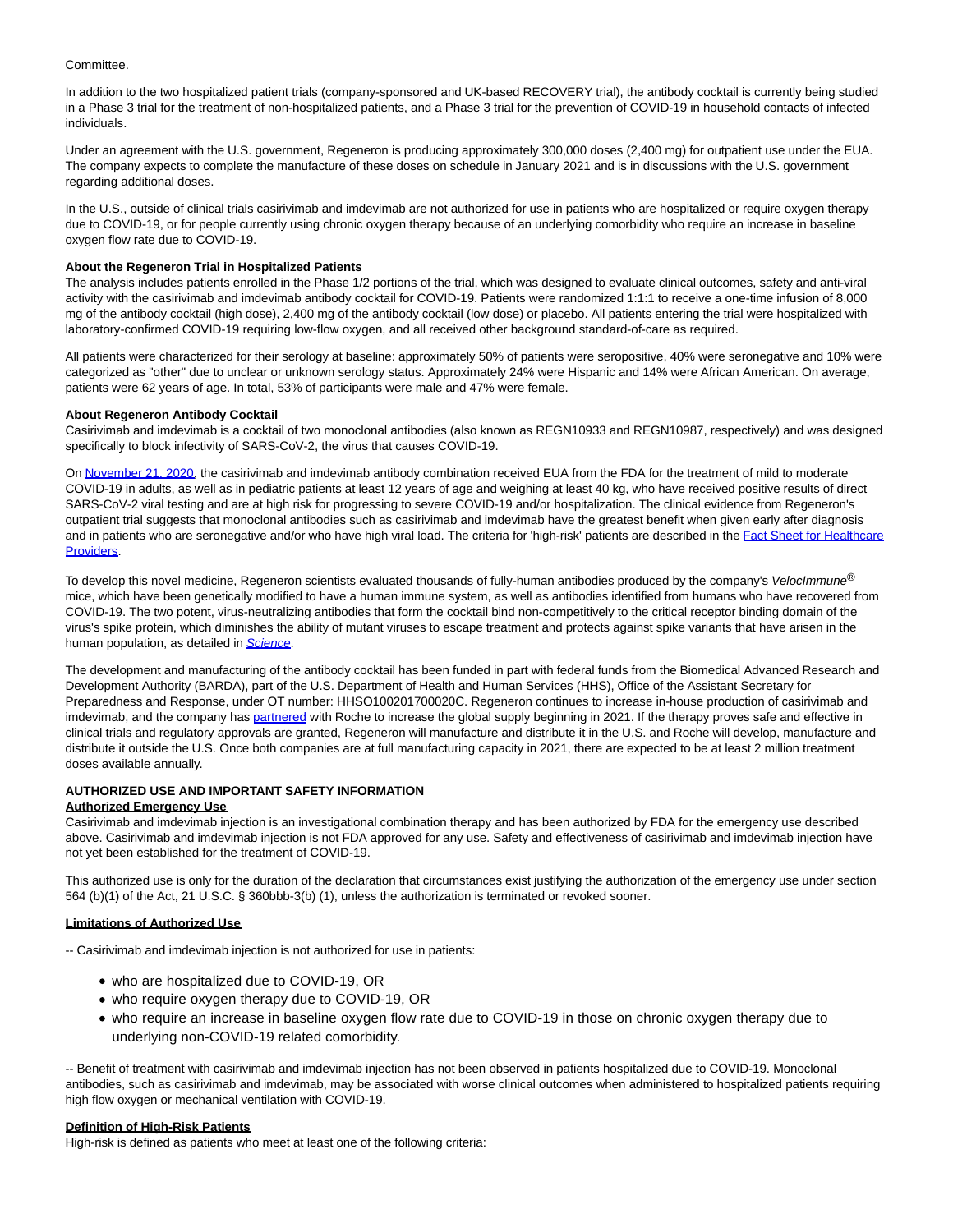Committee.

In addition to the two hospitalized patient trials (company-sponsored and UK-based RECOVERY trial), the antibody cocktail is currently being studied in a Phase 3 trial for the treatment of non-hospitalized patients, and a Phase 3 trial for the prevention of COVID-19 in household contacts of infected individuals.

Under an agreement with the U.S. government, Regeneron is producing approximately 300,000 doses (2,400 mg) for outpatient use under the EUA. The company expects to complete the manufacture of these doses on schedule in January 2021 and is in discussions with the U.S. government regarding additional doses.

In the U.S., outside of clinical trials casirivimab and imdevimab are not authorized for use in patients who are hospitalized or require oxygen therapy due to COVID-19, or for people currently using chronic oxygen therapy because of an underlying comorbidity who require an increase in baseline oxygen flow rate due to COVID-19.

**About the Regeneron Trial in Hospitalized Patients**

The analysis includes patients enrolled in the Phase 1/2 portions of the trial, which was designed to evaluate clinical outcomes, safety and anti-viral activity with the casirivimab and imdevimab antibody cocktail for COVID-19. Patients were randomized 1:1:1 to receive a one-time infusion of 8,000 mg of the antibody cocktail (high dose), 2,400 mg of the antibody cocktail (low dose) or placebo. All patients entering the trial were hospitalized with laboratory-confirmed COVID-19 requiring low-flow oxygen, and all received other background standard-of-care as required.

All patients were characterized for their serology at baseline: approximately 50% of patients were seropositive, 40% were seronegative and 10% were categorized as "other" due to unclear or unknown serology status. Approximately 24% were Hispanic and 14% were African American. On average, patients were 62 years of age. In total, 53% of participants were male and 47% were female.

**About Regeneron Antibody Cocktail**

Casirivimab and imdevimab is a cocktail of two monoclonal antibodies (also known as REGN10933 and REGN10987, respectively) and was designed specifically to block infectivity of SARS-CoV-2, the virus that causes COVID-19.

On November 21, 2020, the casirivimab and imdevimab antibody combination received EUA from the FDA for the treatment of mild to moderate COVID-19 in adults, as well as in pediatric patients at least 12 years of age and weighing at least 40 kg, who have received positive results of direct SARS-CoV-2 viral testing and are at high risk for progressing to severe COVID-19 and/or hospitalization. The clinical evidence from Regeneron's outpatient trial suggests that monoclonal antibodies such as casirivimab and imdevimab have the greatest benefit when given early after diagnosis and in patients who are seronegative and/or who have high viral load. The criteria for 'high-risk' patients are described in the Fact Sheet for Healthcare Providers.

To develop this novel medicine, Regeneron scientists evaluated thousands of fully-human antibodies produced by the company's *VelocImmune*® mice, which have been genetically modified to have a human immune system, as well as antibodies identified from humans who have recovered from COVID-19. The two potent, virus-neutralizing antibodies that form the cocktail bind non-competitively to the critical receptor binding domain of the virus's spike protein, which diminishes the ability of mutant viruses to escape treatment and protects against spike variants that have arisen in the human population, as detailed in *Science*.

The development and manufacturing of the antibody cocktail has been funded in part with federal funds from the Biomedical Advanced Research and Development Authority (BARDA), part of the U.S. Department of Health and Human Services (HHS), Office of the Assistant Secretary for Preparedness and Response, under OT number: HHSO100201700020C. Regeneron continues to increase in-house production of casirivimab and imdevimab, and the company has partnered with Roche to increase the global supply beginning in 2021. If the therapy proves safe and effective in clinical trials and regulatory approvals are granted, Regeneron will manufacture and distribute it in the U.S. and Roche will develop, manufacture and distribute it outside the U.S. Once both companies are at full manufacturing capacity in 2021, there are expected to be at least 2 million treatment doses available annually.

**AUTHORIZED USE AND IMPORTANT SAFETY INFORMATION**

**Authorized Emergency Use**

Casirivimab and imdevimab injection is an investigational combination therapy and has been authorized by FDA for the emergency use described above. Casirivimab and imdevimab injection is not FDA approved for any use. Safety and effectiveness of casirivimab and imdevimab injection have not yet been established for the treatment of COVID-19.

This authorized use is only for the duration of the declaration that circumstances exist justifying the authorization of the emergency use under section 564 (b)(1) of the Act, 21 U.S.C. § 360bbb-3(b) (1), unless the authorization is terminated or revoked sooner.

**Limitations of Authorized Use**

-- Casirivimab and imdevimab injection is not authorized for use in patients:

- who are hospitalized due to COVID-19, OR
- who require oxygen therapy due to COVID-19, OR
- who require an increase in baseline oxygen flow rate due to COVID-19 in those on chronic oxygen therapy due to underlying non-COVID-19 related comorbidity.

-- Benefit of treatment with casirivimab and imdevimab injection has not been observed in patients hospitalized due to COVID-19. Monoclonal antibodies, such as casirivimab and imdevimab, may be associated with worse clinical outcomes when administered to hospitalized patients requiring high flow oxygen or mechanical ventilation with COVID-19.

**Definition of High-Risk Patients**

High-risk is defined as patients who meet at least one of the following criteria: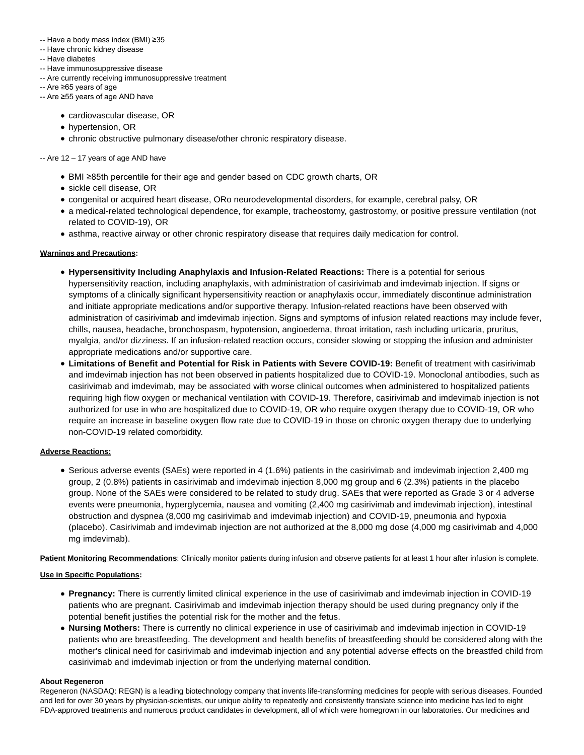-- Have a body mass index (BMI) ≥35
-- Have chronic kidney disease
-- Have diabetes
-- Have immunosuppressive disease
-- Are currently receiving immunosuppressive treatment
-- Are ≥65 years of age
-- Are ≥55 years of age AND have

- cardiovascular disease, OR
- hypertension, OR
- chronic obstructive pulmonary disease/other chronic respiratory disease.

-- Are 12 – 17 years of age AND have

- BMI ≥85th percentile for their age and gender based on CDC growth charts, OR
- sickle cell disease, OR
- congenital or acquired heart disease, ORo neurodevelopmental disorders, for example, cerebral palsy, OR
- a medical-related technological dependence, for example, tracheostomy, gastrostomy, or positive pressure ventilation (not related to COVID-19), OR
- asthma, reactive airway or other chronic respiratory disease that requires daily medication for control.

**Warnings and Precautions:**

- **Hypersensitivity Including Anaphylaxis and Infusion-Related Reactions:** There is a potential for serious hypersensitivity reaction, including anaphylaxis, with administration of casirivimab and imdevimab injection. If signs or symptoms of a clinically significant hypersensitivity reaction or anaphylaxis occur, immediately discontinue administration and initiate appropriate medications and/or supportive therapy. Infusion-related reactions have been observed with administration of casirivimab and imdevimab injection. Signs and symptoms of infusion related reactions may include fever, chills, nausea, headache, bronchospasm, hypotension, angioedema, throat irritation, rash including urticaria, pruritus, myalgia, and/or dizziness. If an infusion-related reaction occurs, consider slowing or stopping the infusion and administer appropriate medications and/or supportive care.
- **Limitations of Benefit and Potential for Risk in Patients with Severe COVID-19:** Benefit of treatment with casirivimab and imdevimab injection has not been observed in patients hospitalized due to COVID-19. Monoclonal antibodies, such as casirivimab and imdevimab, may be associated with worse clinical outcomes when administered to hospitalized patients requiring high flow oxygen or mechanical ventilation with COVID-19. Therefore, casirivimab and imdevimab injection is not authorized for use in who are hospitalized due to COVID-19, OR who require oxygen therapy due to COVID-19, OR who require an increase in baseline oxygen flow rate due to COVID-19 in those on chronic oxygen therapy due to underlying non-COVID-19 related comorbidity.

**Adverse Reactions:**

- Serious adverse events (SAEs) were reported in 4 (1.6%) patients in the casirivimab and imdevimab injection 2,400 mg group, 2 (0.8%) patients in casirivimab and imdevimab injection 8,000 mg group and 6 (2.3%) patients in the placebo group. None of the SAEs were considered to be related to study drug. SAEs that were reported as Grade 3 or 4 adverse events were pneumonia, hyperglycemia, nausea and vomiting (2,400 mg casirivimab and imdevimab injection), intestinal obstruction and dyspnea (8,000 mg casirivimab and imdevimab injection) and COVID-19, pneumonia and hypoxia (placebo). Casirivimab and imdevimab injection are not authorized at the 8,000 mg dose (4,000 mg casirivimab and 4,000 mg imdevimab).

**Patient Monitoring Recommendations**: Clinically monitor patients during infusion and observe patients for at least 1 hour after infusion is complete.

**Use in Specific Populations:**

- **Pregnancy:** There is currently limited clinical experience in the use of casirivimab and imdevimab injection in COVID-19 patients who are pregnant. Casirivimab and imdevimab injection therapy should be used during pregnancy only if the potential benefit justifies the potential risk for the mother and the fetus.
- **Nursing Mothers:** There is currently no clinical experience in use of casirivimab and imdevimab injection in COVID-19 patients who are breastfeeding. The development and health benefits of breastfeeding should be considered along with the mother's clinical need for casirivimab and imdevimab injection and any potential adverse effects on the breastfed child from casirivimab and imdevimab injection or from the underlying maternal condition.

**About Regeneron**

Regeneron (NASDAQ: REGN) is a leading biotechnology company that invents life-transforming medicines for people with serious diseases. Founded and led for over 30 years by physician-scientists, our unique ability to repeatedly and consistently translate science into medicine has led to eight FDA-approved treatments and numerous product candidates in development, all of which were homegrown in our laboratories. Our medicines and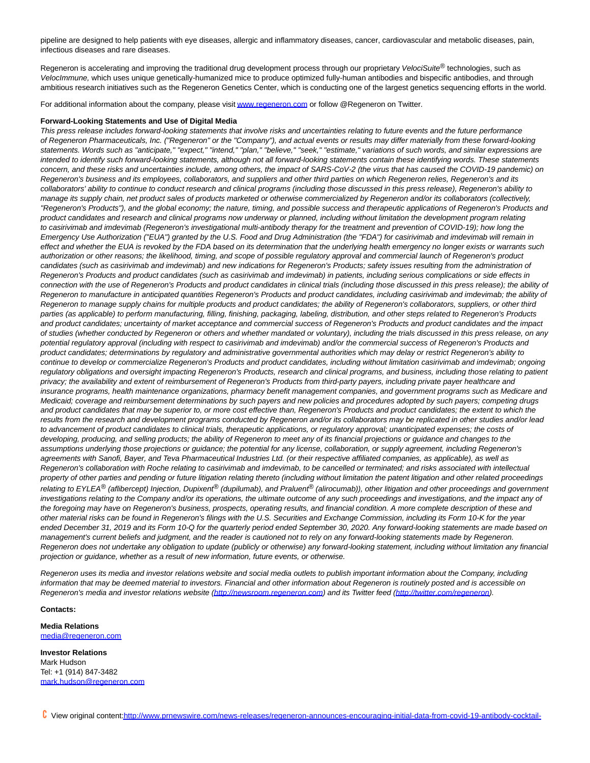pipeline are designed to help patients with eye diseases, allergic and inflammatory diseases, cancer, cardiovascular and metabolic diseases, pain, infectious diseases and rare diseases.

Regeneron is accelerating and improving the traditional drug development process through our proprietary *VelociSuite*® technologies, such as *VelocImmune,* which uses unique genetically-humanized mice to produce optimized fully-human antibodies and bispecific antibodies, and through ambitious research initiatives such as the Regeneron Genetics Center, which is conducting one of the largest genetics sequencing efforts in the world.

For additional information about the company, please visit [www.regeneron.com](http://www.regeneron.com) or follow @Regeneron on Twitter.

**Forward-Looking Statements and Use of Digital Media**

*This press release includes forward-looking statements that involve risks and uncertainties relating to future events and the future performance of Regeneron Pharmaceuticals, Inc. ("Regeneron" or the "Company"), and actual events or results may differ materially from these forward-looking statements. Words such as "anticipate," "expect," "intend," "plan," "believe," "seek," "estimate," variations of such words, and similar expressions are intended to identify such forward-looking statements, although not all forward-looking statements contain these identifying words. These statements concern, and these risks and uncertainties include, among others, the impact of SARS-CoV-2 (the virus that has caused the COVID-19 pandemic) on Regeneron's business and its employees, collaborators, and suppliers and other third parties on which Regeneron relies, Regeneron's and its collaborators' ability to continue to conduct research and clinical programs (including those discussed in this press release), Regeneron's ability to manage its supply chain, net product sales of products marketed or otherwise commercialized by Regeneron and/or its collaborators (collectively, "Regeneron's Products"), and the global economy; the nature, timing, and possible success and therapeutic applications of Regeneron's Products and product candidates and research and clinical programs now underway or planned, including without limitation the development program relating to casirivimab and imdevimab (Regeneron's investigational multi-antibody therapy for the treatment and prevention of COVID-19); how long the Emergency Use Authorization ("EUA") granted by the U.S. Food and Drug Administration (the "FDA") for casirivimab and imdevimab will remain in effect and whether the EUA is revoked by the FDA based on its determination that the underlying health emergency no longer exists or warrants such authorization or other reasons; the likelihood, timing, and scope of possible regulatory approval and commercial launch of Regeneron's product candidates (such as casirivimab and imdevimab) and new indications for Regeneron's Products; safety issues resulting from the administration of Regeneron's Products and product candidates (such as casirivimab and imdevimab) in patients, including serious complications or side effects in connection with the use of Regeneron's Products and product candidates in clinical trials (including those discussed in this press release); the ability of Regeneron to manufacture in anticipated quantities Regeneron's Products and product candidates, including casirivimab and imdevimab; the ability of Regeneron to manage supply chains for multiple products and product candidates; the ability of Regeneron's collaborators, suppliers, or other third parties (as applicable) to perform manufacturing, filling, finishing, packaging, labeling, distribution, and other steps related to Regeneron's Products and product candidates; uncertainty of market acceptance and commercial success of Regeneron's Products and product candidates and the impact of studies (whether conducted by Regeneron or others and whether mandated or voluntary), including the trials discussed in this press release, on any potential regulatory approval (including with respect to casirivimab and imdevimab) and/or the commercial success of Regeneron's Products and product candidates; determinations by regulatory and administrative governmental authorities which may delay or restrict Regeneron's ability to continue to develop or commercialize Regeneron's Products and product candidates, including without limitation casirivimab and imdevimab; ongoing regulatory obligations and oversight impacting Regeneron's Products, research and clinical programs, and business, including those relating to patient privacy; the availability and extent of reimbursement of Regeneron's Products from third-party payers, including private payer healthcare and insurance programs, health maintenance organizations, pharmacy benefit management companies, and government programs such as Medicare and Medicaid; coverage and reimbursement determinations by such payers and new policies and procedures adopted by such payers; competing drugs and product candidates that may be superior to, or more cost effective than, Regeneron's Products and product candidates; the extent to which the results from the research and development programs conducted by Regeneron and/or its collaborators may be replicated in other studies and/or lead to advancement of product candidates to clinical trials, therapeutic applications, or regulatory approval; unanticipated expenses; the costs of developing, producing, and selling products; the ability of Regeneron to meet any of its financial projections or guidance and changes to the assumptions underlying those projections or guidance; the potential for any license, collaboration, or supply agreement, including Regeneron's agreements with Sanofi, Bayer, and Teva Pharmaceutical Industries Ltd. (or their respective affiliated companies, as applicable), as well as Regeneron's collaboration with Roche relating to casirivimab and imdevimab, to be cancelled or terminated; and risks associated with intellectual property of other parties and pending or future litigation relating thereto (including without limitation the patent litigation and other related proceedings relating to EYLEA® (aflibercept) Injection, Dupixent® (dupilumab), and Praluent® (alirocumab)), other litigation and other proceedings and government investigations relating to the Company and/or its operations, the ultimate outcome of any such proceedings and investigations, and the impact any of the foregoing may have on Regeneron's business, prospects, operating results, and financial condition. A more complete description of these and other material risks can be found in Regeneron's filings with the U.S. Securities and Exchange Commission, including its Form 10-K for the year ended December 31, 2019 and its Form 10-Q for the quarterly period ended September 30, 2020. Any forward-looking statements are made based on management's current beliefs and judgment, and the reader is cautioned not to rely on any forward-looking statements made by Regeneron. Regeneron does not undertake any obligation to update (publicly or otherwise) any forward-looking statement, including without limitation any financial projection or guidance, whether as a result of new information, future events, or otherwise.*

*Regeneron uses its media and investor relations website and social media outlets to publish important information about the Company, including information that may be deemed material to investors. Financial and other information about Regeneron is routinely posted and is accessible on Regeneron's media and investor relations website ([http://newsroom.regeneron.com](http://newsroom.regeneron.com)) and its Twitter feed ([http://twitter.com/regeneron](http://twitter.com/regeneron)).*

**Contacts:**

**Media Relations**
[media@regeneron.com](mailto:media@regeneron.com)

**Investor Relations**
Mark Hudson
Tel: +1 (914) 847-3482
[mark.hudson@regeneron.com](mailto:mark.hudson@regeneron.com)

View original content:[http://www.prnewswire.com/news-releases/regeneron-announces-encouraging-initial-data-from-covid-19-antibody-cocktail-](http://www.prnewswire.com/news-releases/regeneron-announces-encouraging-initial-data-from-covid-19-antibody-cocktail-)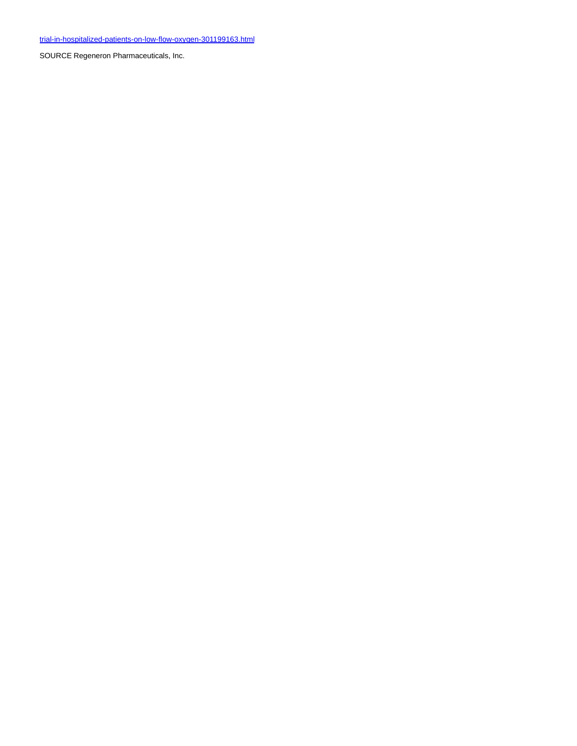trial-in-hospitalized-patients-on-low-flow-oxygen-301199163.html

SOURCE Regeneron Pharmaceuticals, Inc.